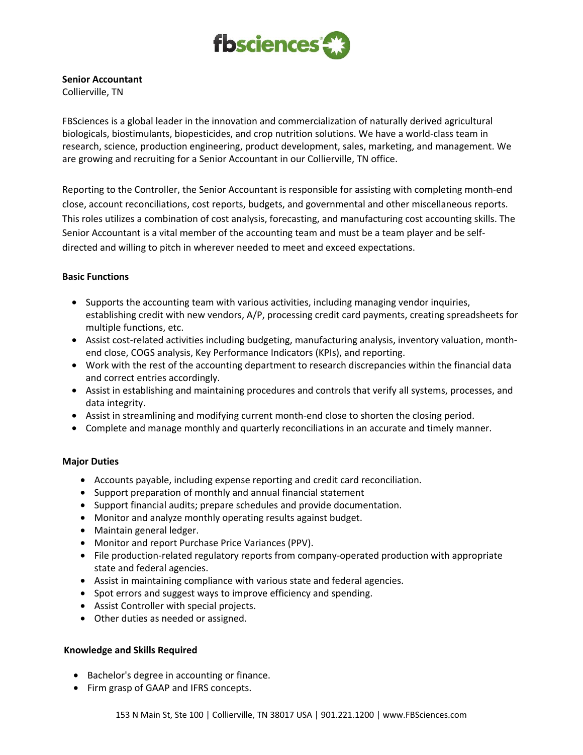**Senior Accountant**
Collierville, TN

FBSciences is a global leader in the innovation and commercialization of naturally derived agricultural biologicals, biostimulants, biopesticides, and crop nutrition solutions. We have a world-class team in research, science, production engineering, product development, sales, marketing, and management. We are growing and recruiting for a Senior Accountant in our Collierville, TN office.

Reporting to the Controller, the Senior Accountant is responsible for assisting with completing month-end close, account reconciliations, cost reports, budgets, and governmental and other miscellaneous reports. This roles utilizes a combination of cost analysis, forecasting, and manufacturing cost accounting skills. The Senior Accountant is a vital member of the accounting team and must be a team player and be self-directed and willing to pitch in wherever needed to meet and exceed expectations.

**Basic Functions**

- Supports the accounting team with various activities, including managing vendor inquiries, establishing credit with new vendors, A/P, processing credit card payments, creating spreadsheets for multiple functions, etc.
- Assist cost-related activities including budgeting, manufacturing analysis, inventory valuation, month-end close, COGS analysis, Key Performance Indicators (KPIs), and reporting.
- Work with the rest of the accounting department to research discrepancies within the financial data and correct entries accordingly.
- Assist in establishing and maintaining procedures and controls that verify all systems, processes, and data integrity.
- Assist in streamlining and modifying current month-end close to shorten the closing period.
- Complete and manage monthly and quarterly reconciliations in an accurate and timely manner.

**Major Duties**

- Accounts payable, including expense reporting and credit card reconciliation.
- Support preparation of monthly and annual financial statement
- Support financial audits; prepare schedules and provide documentation.
- Monitor and analyze monthly operating results against budget.
- Maintain general ledger.
- Monitor and report Purchase Price Variances (PPV).
- File production-related regulatory reports from company-operated production with appropriate state and federal agencies.
- Assist in maintaining compliance with various state and federal agencies.
- Spot errors and suggest ways to improve efficiency and spending.
- Assist Controller with special projects.
- Other duties as needed or assigned.

**Knowledge and Skills Required**

- Bachelor's degree in accounting or finance.
- Firm grasp of GAAP and IFRS concepts.

153 N Main St, Ste 100 | Collierville, TN 38017 USA | 901.221.1200 | www.FBSciences.com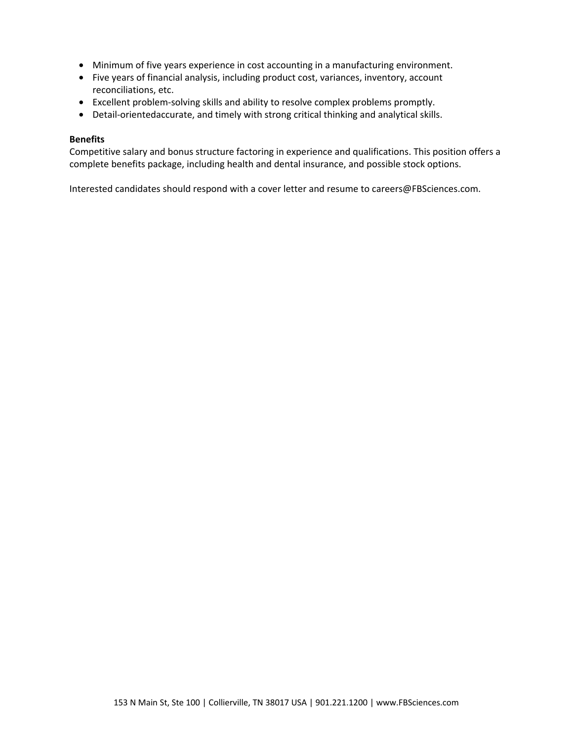- Minimum of five years experience in cost accounting in a manufacturing environment.
- Five years of financial analysis, including product cost, variances, inventory, account reconciliations, etc.
- Excellent problem-solving skills and ability to resolve complex problems promptly.
- Detail-orientedaccurate, and timely with strong critical thinking and analytical skills.

**Benefits**

Competitive salary and bonus structure factoring in experience and qualifications. This position offers a complete benefits package, including health and dental insurance, and possible stock options.

Interested candidates should respond with a cover letter and resume to careers@FBSciences.com.

153 N Main St, Ste 100 | Collierville, TN 38017 USA | 901.221.1200 | www.FBSciences.com